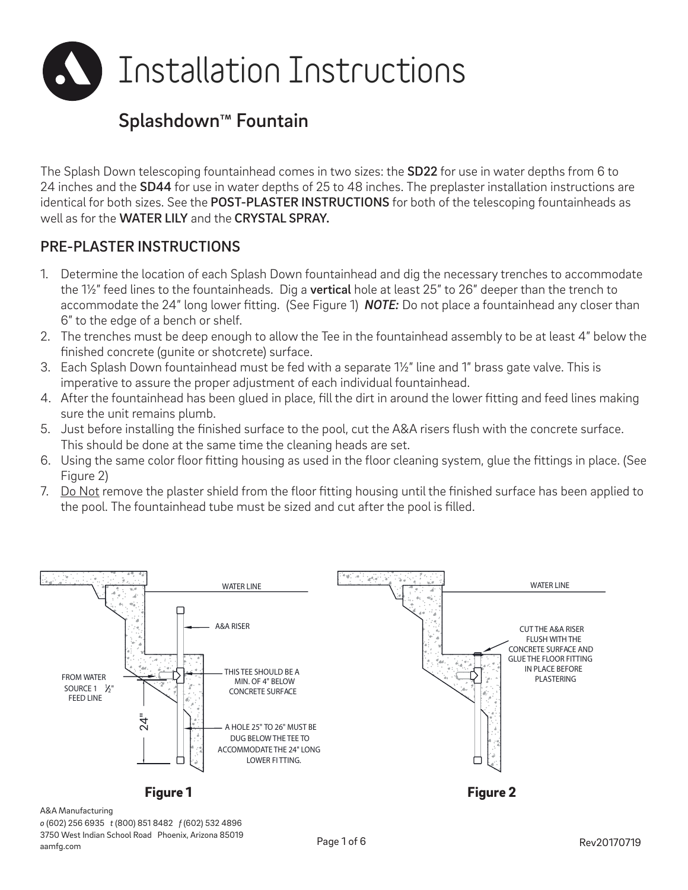# Installation Instructions

## Splashdown™ Fountain

The Splash Down telescoping fountainhead comes in two sizes: the **SD22** for use in water depths from 6 to 24 inches and the **SD44** for use in water depths of 25 to 48 inches. The preplaster installation instructions are identical for both sizes. See the **POST-PLASTER INSTRUCTIONS** for both of the telescoping fountainheads as well as for the **WATER LILY** and the **CRYSTAL SPRAY.**

### PRE-PLASTER INSTRUCTIONS

1. Determine the location of each Splash Down fountainhead and dig the necessary trenches to accommodate the 1½" feed lines to the fountainheads. Dig a **vertical** hole at least 25" to 26" deeper than the trench to accommodate the 24" long lower fitting. (See Figure 1) ***NOTE:*** Do not place a fountainhead any closer than 6" to the edge of a bench or shelf.
2. The trenches must be deep enough to allow the Tee in the fountainhead assembly to be at least 4" below the finished concrete (gunite or shotcrete) surface.
3. Each Splash Down fountainhead must be fed with a separate 1½" line and 1" brass gate valve. This is imperative to assure the proper adjustment of each individual fountainhead.
4. After the fountainhead has been glued in place, fill the dirt in around the lower fitting and feed lines making sure the unit remains plumb.
5. Just before installing the finished surface to the pool, cut the A&A risers flush with the concrete surface. This should be done at the same time the cleaning heads are set.
6. Using the same color floor fitting housing as used in the floor cleaning system, glue the fittings in place. (See Figure 2)
7. Do Not remove the plaster shield from the floor fitting housing until the finished surface has been applied to the pool. The fountainhead tube must be sized and cut after the pool is filled.

WATER LINE

A&A RISER

FROM WATER SOURCE 1 ½" FEED LINE

THIS TEE SHOULD BE A MIN. OF 4" BELOW CONCRETE SURFACE

24"

A HOLE 25" TO 26" MUST BE DUG BELOW THE TEE TO ACCOMMODATE THE 24" LONG LOWER FITTING.

**Figure 1**

WATER LINE

CUT THE A&A RISER FLUSH WITH THE CONCRETE SURFACE AND GLUE THE FLOOR FITTING IN PLACE BEFORE PLASTERING

**Figure 2**

A&A Manufacturing
*o* (602) 256 6935 *t* (800) 851 8482 *f* (602) 532 4896
3750 West Indian School Road Phoenix, Arizona 85019
aamfg.com

Rev20170719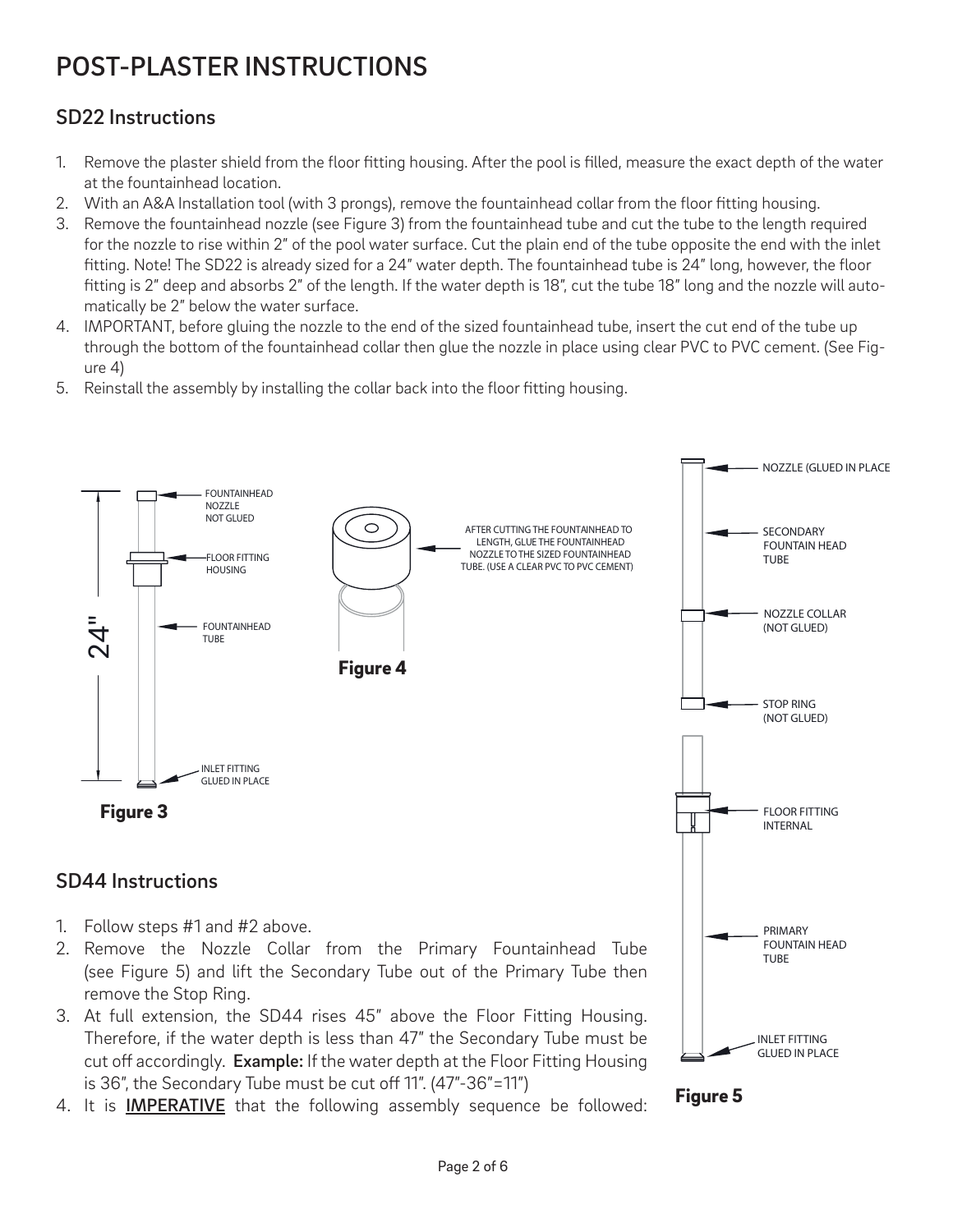# POST-PLASTER INSTRUCTIONS

## SD22 Instructions

1. Remove the plaster shield from the floor fitting housing. After the pool is filled, measure the exact depth of the water at the fountainhead location.
2. With an A&A Installation tool (with 3 prongs), remove the fountainhead collar from the floor fitting housing.
3. Remove the fountainhead nozzle (see Figure 3) from the fountainhead tube and cut the tube to the length required for the nozzle to rise within 2" of the pool water surface. Cut the plain end of the tube opposite the end with the inlet fitting. Note! The SD22 is already sized for a 24" water depth. The fountainhead tube is 24" long, however, the floor fitting is 2" deep and absorbs 2" of the length. If the water depth is 18", cut the tube 18" long and the nozzle will automatically be 2" below the water surface.
4. IMPORTANT, before gluing the nozzle to the end of the sized fountainhead tube, insert the cut end of the tube up through the bottom of the fountainhead collar then glue the nozzle in place using clear PVC to PVC cement. (See Figure 4)
5. Reinstall the assembly by installing the collar back into the floor fitting housing.

24"

FOUNTAINHEAD NOZZLE NOT GLUED

FLOOR FITTING HOUSING

FOUNTAINHEAD TUBE

INLET FITTING GLUED IN PLACE

**Figure 3**

AFTER CUTTING THE FOUNTAINHEAD TO LENGTH, GLUE THE FOUNTAINHEAD NOZZLE TO THE SIZED FOUNTAINHEAD TUBE. (USE A CLEAR PVC TO PVC CEMENT)

**Figure 4**

NOZZLE (GLUED IN PLACE

SECONDARY FOUNTAIN HEAD TUBE

NOZZLE COLLAR (NOT GLUED)

STOP RING (NOT GLUED)

FLOOR FITTING INTERNAL

PRIMARY FOUNTAIN HEAD TUBE

INLET FITTING GLUED IN PLACE

**Figure 5**

## SD44 Instructions

1. Follow steps #1 and #2 above.
2. Remove the Nozzle Collar from the Primary Fountainhead Tube (see Figure 5) and lift the Secondary Tube out of the Primary Tube then remove the Stop Ring.
3. At full extension, the SD44 rises 45" above the Floor Fitting Housing. Therefore, if the water depth is less than 47" the Secondary Tube must be cut off accordingly. **Example:** If the water depth at the Floor Fitting Housing is 36", the Secondary Tube must be cut off 11". (47"-36"=11")
4. It is **IMPERATIVE** that the following assembly sequence be followed: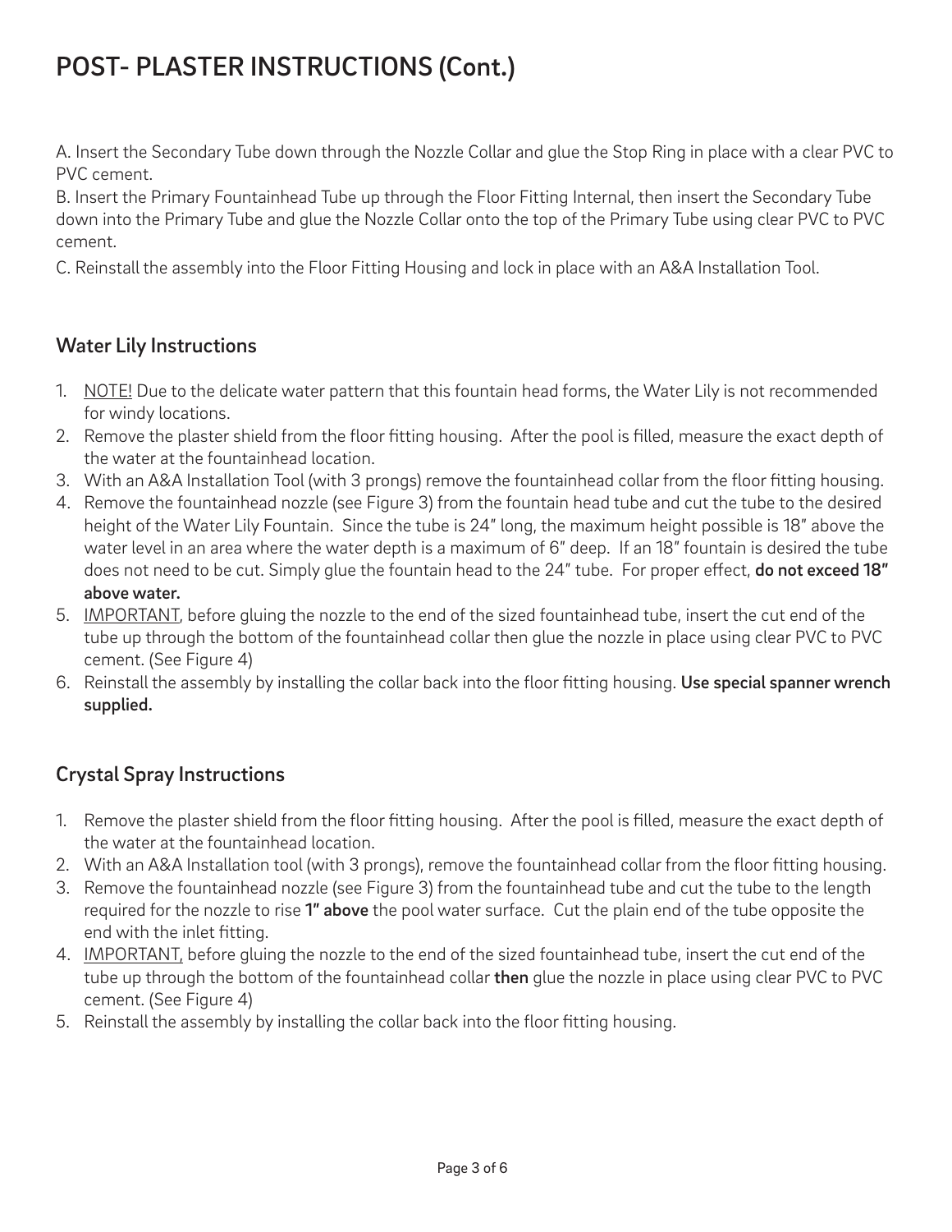# POST- PLASTER INSTRUCTIONS (Cont.)

A. Insert the Secondary Tube down through the Nozzle Collar and glue the Stop Ring in place with a clear PVC to PVC cement.
B. Insert the Primary Fountainhead Tube up through the Floor Fitting Internal, then insert the Secondary Tube down into the Primary Tube and glue the Nozzle Collar onto the top of the Primary Tube using clear PVC to PVC cement.
C. Reinstall the assembly into the Floor Fitting Housing and lock in place with an A&A Installation Tool.

## Water Lily Instructions

1. <u>NOTE!</u> Due to the delicate water pattern that this fountain head forms, the Water Lily is not recommended for windy locations.
2. Remove the plaster shield from the floor fitting housing. After the pool is filled, measure the exact depth of the water at the fountainhead location.
3. With an A&A Installation Tool (with 3 prongs) remove the fountainhead collar from the floor fitting housing.
4. Remove the fountainhead nozzle (see Figure 3) from the fountain head tube and cut the tube to the desired height of the Water Lily Fountain. Since the tube is 24" long, the maximum height possible is 18" above the water level in an area where the water depth is a maximum of 6" deep. If an 18" fountain is desired the tube does not need to be cut. Simply glue the fountain head to the 24" tube. For proper effect, **do not exceed 18" above water.**
5. <u>IMPORTANT</u>, before gluing the nozzle to the end of the sized fountainhead tube, insert the cut end of the tube up through the bottom of the fountainhead collar then glue the nozzle in place using clear PVC to PVC cement. (See Figure 4)
6. Reinstall the assembly by installing the collar back into the floor fitting housing. **Use special spanner wrench supplied.**

## Crystal Spray Instructions

1. Remove the plaster shield from the floor fitting housing. After the pool is filled, measure the exact depth of the water at the fountainhead location.
2. With an A&A Installation tool (with 3 prongs), remove the fountainhead collar from the floor fitting housing.
3. Remove the fountainhead nozzle (see Figure 3) from the fountainhead tube and cut the tube to the length required for the nozzle to rise **1" above** the pool water surface. Cut the plain end of the tube opposite the end with the inlet fitting.
4. <u>IMPORTANT,</u> before gluing the nozzle to the end of the sized fountainhead tube, insert the cut end of the tube up through the bottom of the fountainhead collar **then** glue the nozzle in place using clear PVC to PVC cement. (See Figure 4)
5. Reinstall the assembly by installing the collar back into the floor fitting housing.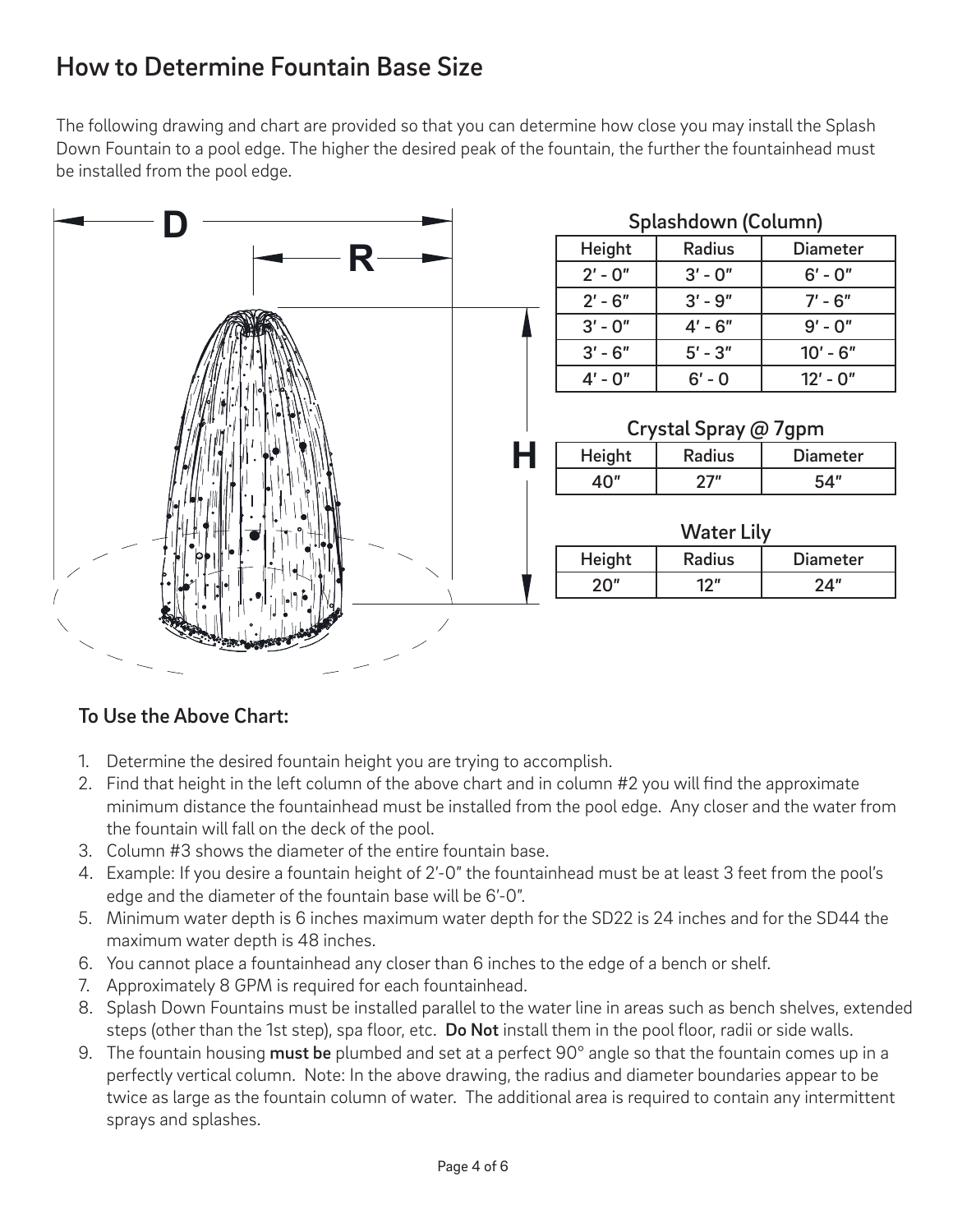## How to Determine Fountain Base Size

The following drawing and chart are provided so that you can determine how close you may install the Splash Down Fountain to a pool edge. The higher the desired peak of the fountain, the further the fountainhead must be installed from the pool edge.

**Splashdown (Column)**

| Height | Radius | Diameter |
|---|---|---|
| 2′ - 0″ | 3′ - 0″ | 6′ - 0″ |
| 2′ - 6″ | 3′ - 9″ | 7′ - 6″ |
| 3′ - 0″ | 4′ - 6″ | 9′ - 0″ |
| 3′ - 6″ | 5′ - 3″ | 10′ - 6″ |
| 4′ - 0″ | 6′ - 0 | 12′ - 0″ |

**Crystal Spray @ 7gpm**

| Height | Radius | Diameter |
|---|---|---|
| 40″ | 27″ | 54″ |

**Water Lily**

| Height | Radius | Diameter |
|---|---|---|
| 20″ | 12″ | 24″ |

### To Use the Above Chart:

1. Determine the desired fountain height you are trying to accomplish.
2. Find that height in the left column of the above chart and in column #2 you will find the approximate minimum distance the fountainhead must be installed from the pool edge. Any closer and the water from the fountain will fall on the deck of the pool.
3. Column #3 shows the diameter of the entire fountain base.
4. Example: If you desire a fountain height of 2′-0″ the fountainhead must be at least 3 feet from the pool's edge and the diameter of the fountain base will be 6′-0″.
5. Minimum water depth is 6 inches maximum water depth for the SD22 is 24 inches and for the SD44 the maximum water depth is 48 inches.
6. You cannot place a fountainhead any closer than 6 inches to the edge of a bench or shelf.
7. Approximately 8 GPM is required for each fountainhead.
8. Splash Down Fountains must be installed parallel to the water line in areas such as bench shelves, extended steps (other than the 1st step), spa floor, etc. **Do Not** install them in the pool floor, radii or side walls.
9. The fountain housing **must be** plumbed and set at a perfect 90° angle so that the fountain comes up in a perfectly vertical column. Note: In the above drawing, the radius and diameter boundaries appear to be twice as large as the fountain column of water. The additional area is required to contain any intermittent sprays and splashes.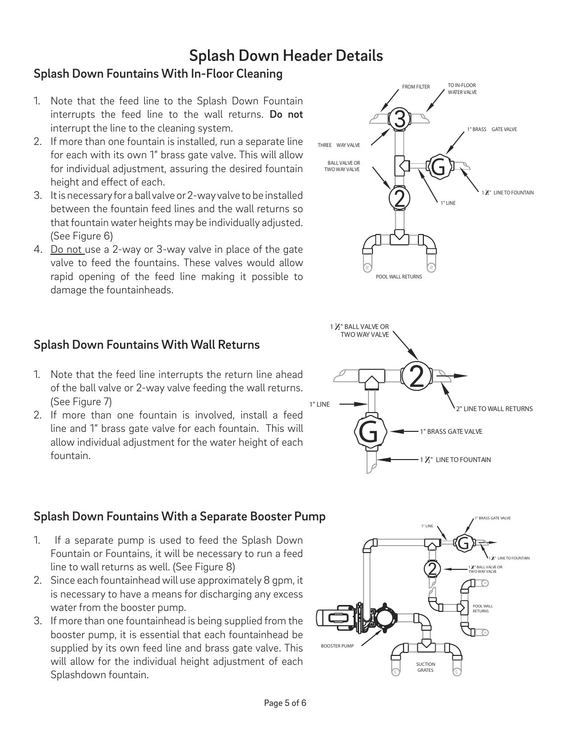# Splash Down Header Details

## Splash Down Fountains With In-Floor Cleaning

1. Note that the feed line to the Splash Down Fountain interrupts the feed line to the wall returns. **Do not** interrupt the line to the cleaning system.
2. If more than one fountain is installed, run a separate line for each with its own 1" brass gate valve. This will allow for individual adjustment, assuring the desired fountain height and effect of each.
3. It is necessary for a ball valve or 2-way valve to be installed between the fountain feed lines and the wall returns so that fountain water heights may be individually adjusted. (See Figure 6)
4. Do not use a 2-way or 3-way valve in place of the gate valve to feed the fountains. These valves would allow rapid opening of the feed line making it possible to damage the fountainheads.

FROM FILTER
TO IN-FLOOR WATER VALVE
1" BRASS GATE VALVE
THREE WAY VALVE
BALL VALVE OR TWO WAY VALVE
1 ½" LINE TO FOUNTAIN
1" LINE
POOL WALL RETURNS

## Splash Down Fountains With Wall Returns

1. Note that the feed line interrupts the return line ahead of the ball valve or 2-way valve feeding the wall returns. (See Figure 7)
2. If more than one fountain is involved, install a feed line and 1" brass gate valve for each fountain. This will allow individual adjustment for the water height of each fountain.

1 ½" BALL VALVE OR TWO WAY VALVE
1" LINE
2" LINE TO WALL RETURNS
1" BRASS GATE VALVE
1 ½" LINE TO FOUNTAIN

## Splash Down Fountains With a Separate Booster Pump

1. If a separate pump is used to feed the Splash Down Fountain or Fountains, it will be necessary to run a feed line to wall returns as well. (See Figure 8)
2. Since each fountainhead will use approximately 8 gpm, it is necessary to have a means for discharging any excess water from the booster pump.
3. If more than one fountainhead is being supplied from the booster pump, it is essential that each fountainhead be supplied by its own feed line and brass gate valve. This will allow for the individual height adjustment of each Splashdown fountain.

1" BRASS GATE VALVE
1" LINE
1 ½" LINE TO FOUNTAIN
1 ½" BALL VALVE OR TWO WAY VALVE
POOL WALL RETURNS
BOOSTER PUMP
SUCTION GRATES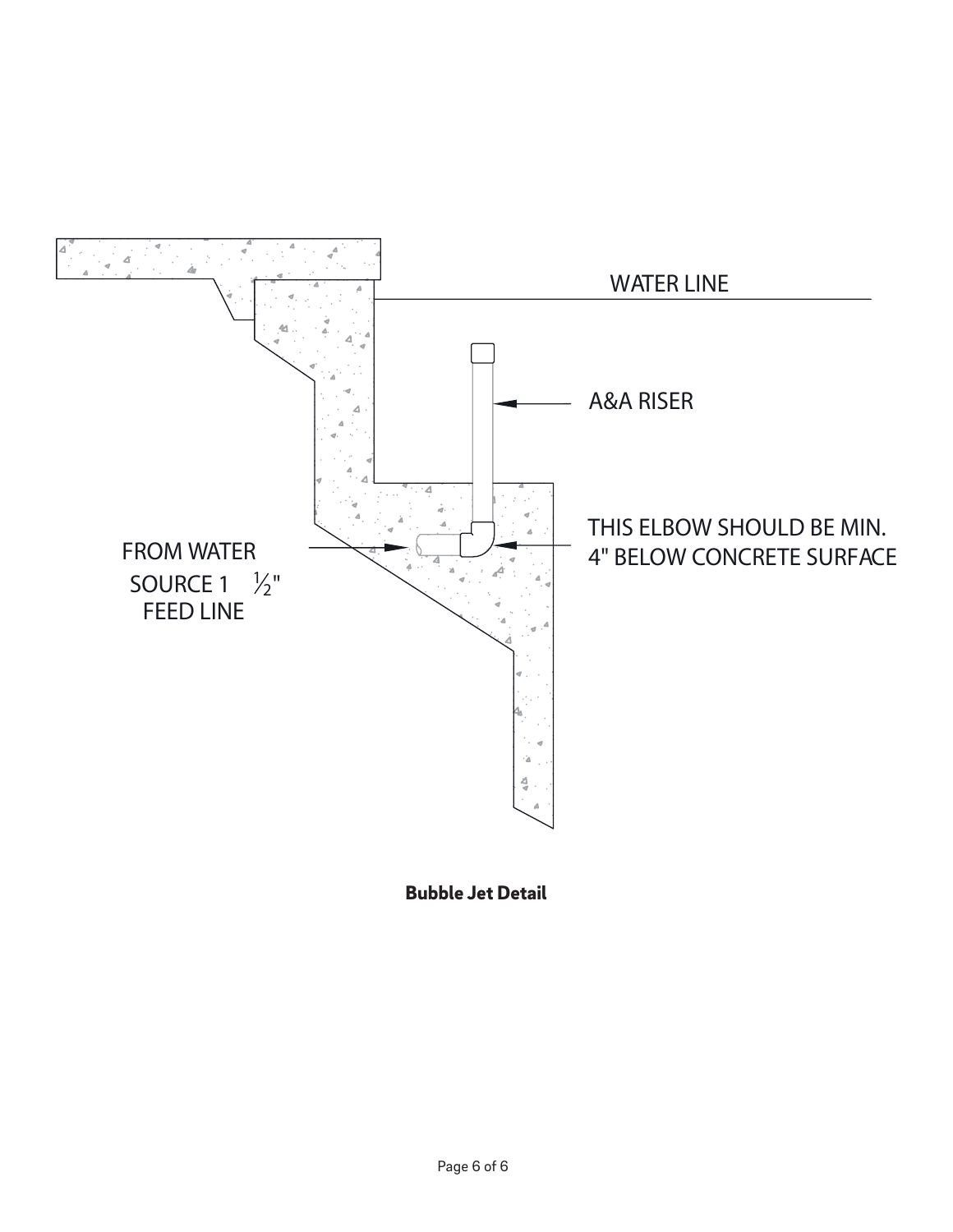WATER LINE

A&A RISER

THIS ELBOW SHOULD BE MIN.
4" BELOW CONCRETE SURFACE

FROM WATER
SOURCE 1 ½"
FEED LINE

**Bubble Jet Detail**